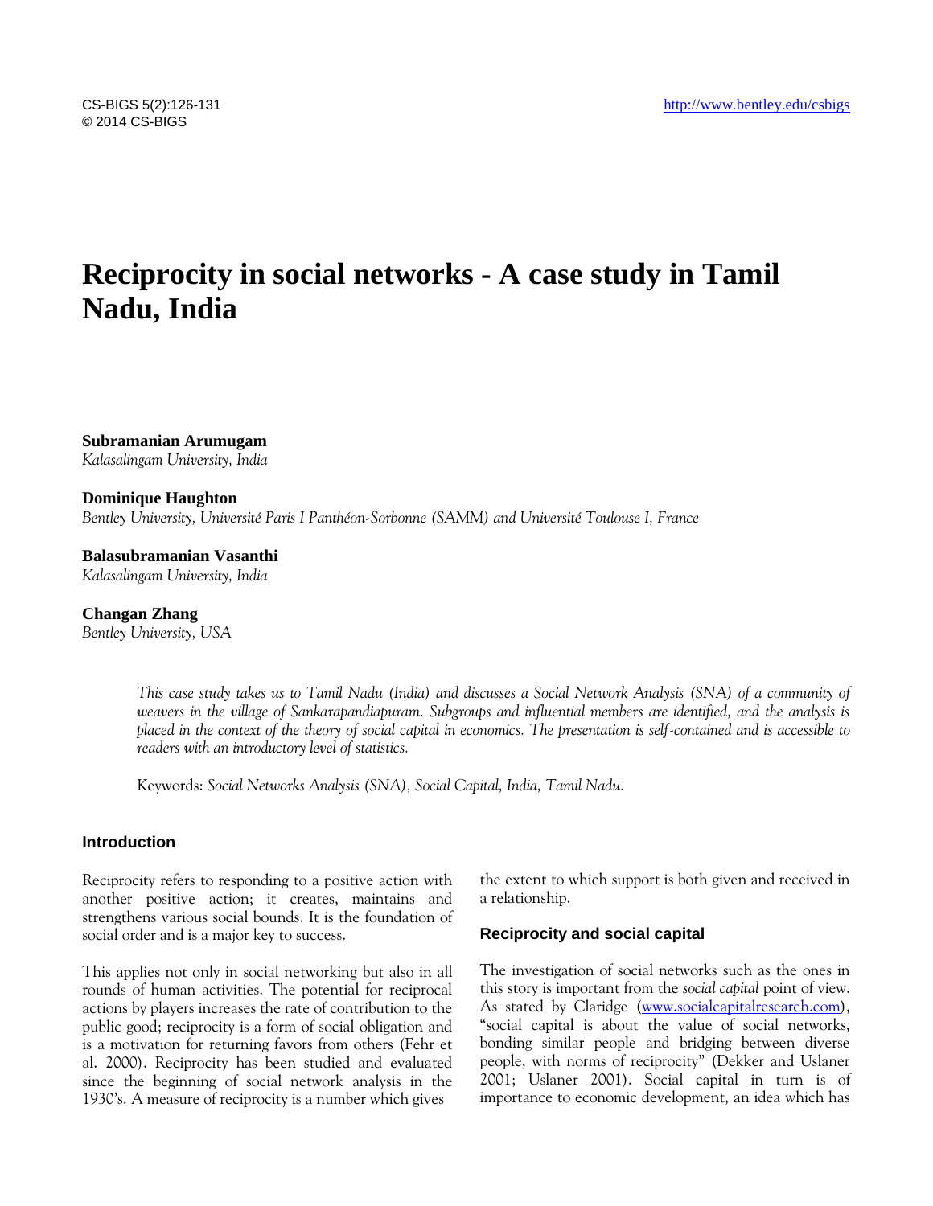# Reciprocity in social networks - A case study in Tamil Nadu, India

**Subramanian Arumugam**
*Kalasalingam University, India*

**Dominique Haughton**
*Bentley University, Université Paris I Panthéon-Sorbonne (SAMM) and Université Toulouse I, France*

**Balasubramanian Vasanthi**
*Kalasalingam University, India*

**Changan Zhang**
*Bentley University, USA*

*This case study takes us to Tamil Nadu (India) and discusses a Social Network Analysis (SNA) of a community of weavers in the village of Sankarapandiapuram. Subgroups and influential members are identified, and the analysis is placed in the context of the theory of social capital in economics. The presentation is self-contained and is accessible to readers with an introductory level of statistics.*

Keywords: *Social Networks Analysis (SNA), Social Capital, India, Tamil Nadu.*

## Introduction

Reciprocity refers to responding to a positive action with another positive action; it creates, maintains and strengthens various social bounds. It is the foundation of social order and is a major key to success.

This applies not only in social networking but also in all rounds of human activities. The potential for reciprocal actions by players increases the rate of contribution to the public good; reciprocity is a form of social obligation and is a motivation for returning favors from others (Fehr et al. 2000). Reciprocity has been studied and evaluated since the beginning of social network analysis in the 1930's. A measure of reciprocity is a number which gives the extent to which support is both given and received in a relationship.

## Reciprocity and social capital

The investigation of social networks such as the ones in this story is important from the *social capital* point of view. As stated by Claridge (www.socialcapitalresearch.com), "social capital is about the value of social networks, bonding similar people and bridging between diverse people, with norms of reciprocity" (Dekker and Uslaner 2001; Uslaner 2001). Social capital in turn is of importance to economic development, an idea which has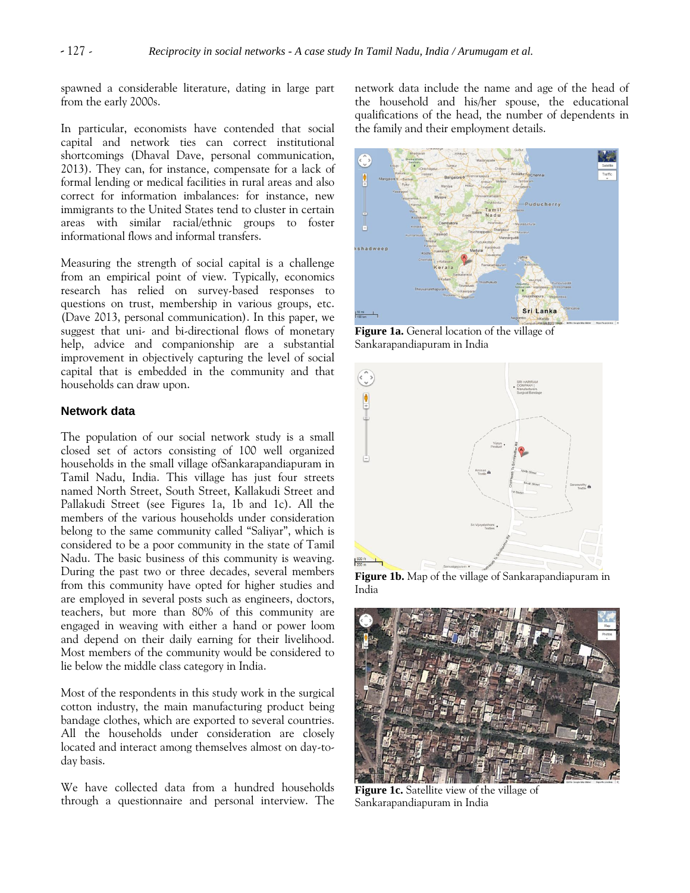spawned a considerable literature, dating in large part from the early 2000s.

In particular, economists have contended that social capital and network ties can correct institutional shortcomings (Dhaval Dave, personal communication, 2013). They can, for instance, compensate for a lack of formal lending or medical facilities in rural areas and also correct for information imbalances: for instance, new immigrants to the United States tend to cluster in certain areas with similar racial/ethnic groups to foster informational flows and informal transfers.

Measuring the strength of social capital is a challenge from an empirical point of view. Typically, economics research has relied on survey-based responses to questions on trust, membership in various groups, etc. (Dave 2013, personal communication). In this paper, we suggest that uni- and bi-directional flows of monetary help, advice and companionship are a substantial improvement in objectively capturing the level of social capital that is embedded in the community and that households can draw upon.

## Network data

The population of our social network study is a small closed set of actors consisting of 100 well organized households in the small village ofSankarapandiapuram in Tamil Nadu, India. This village has just four streets named North Street, South Street, Kallakudi Street and Pallakudi Street (see Figures 1a, 1b and 1c). All the members of the various households under consideration belong to the same community called "Saliyar", which is considered to be a poor community in the state of Tamil Nadu. The basic business of this community is weaving. During the past two or three decades, several members from this community have opted for higher studies and are employed in several posts such as engineers, doctors, teachers, but more than 80% of this community are engaged in weaving with either a hand or power loom and depend on their daily earning for their livelihood. Most members of the community would be considered to lie below the middle class category in India.

Most of the respondents in this study work in the surgical cotton industry, the main manufacturing product being bandage clothes, which are exported to several countries. All the households under consideration are closely located and interact among themselves almost on day-to-day basis.

We have collected data from a hundred households through a questionnaire and personal interview. The network data include the name and age of the head of the household and his/her spouse, the educational qualifications of the head, the number of dependents in the family and their employment details.

**Figure 1a.** General location of the village of Sankarapandiapuram in India

**Figure 1b.** Map of the village of Sankarapandiapuram in India

**Figure 1c.** Satellite view of the village of Sankarapandiapuram in India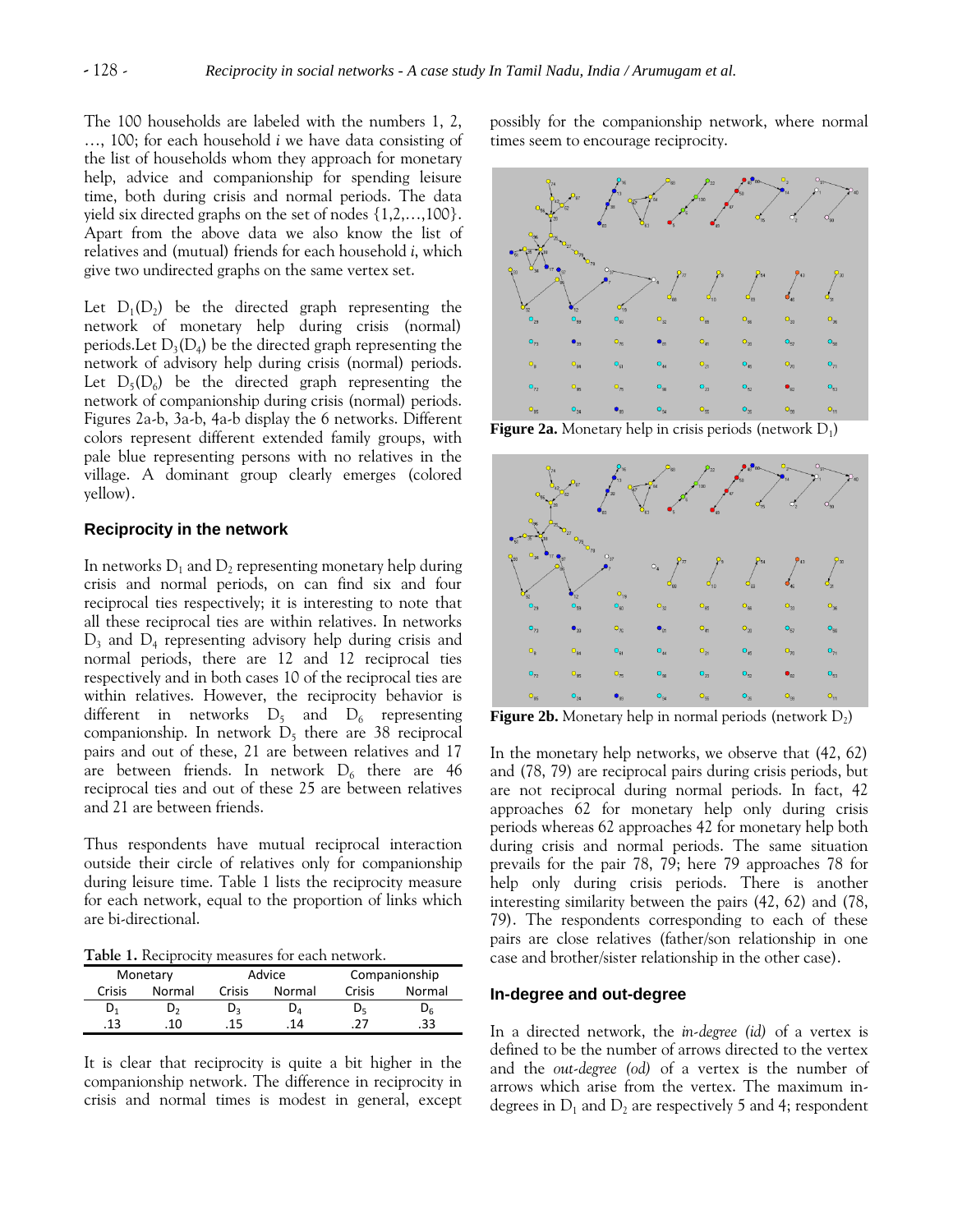The 100 households are labeled with the numbers 1, 2, …, 100; for each household *i* we have data consisting of the list of households whom they approach for monetary help, advice and companionship for spending leisure time, both during crisis and normal periods. The data yield six directed graphs on the set of nodes {1,2,…,100}. Apart from the above data we also know the list of relatives and (mutual) friends for each household *i*, which give two undirected graphs on the same vertex set.

Let $D_1(D_2)$ be the directed graph representing the network of monetary help during crisis (normal) periods.Let $D_3(D_4)$ be the directed graph representing the network of advisory help during crisis (normal) periods. Let $D_5(D_6)$ be the directed graph representing the network of companionship during crisis (normal) periods. Figures 2a-b, 3a-b, 4a-b display the 6 networks. Different colors represent different extended family groups, with pale blue representing persons with no relatives in the village. A dominant group clearly emerges (colored yellow).

## Reciprocity in the network

In networks $D_1$ and $D_2$ representing monetary help during crisis and normal periods, on can find six and four reciprocal ties respectively; it is interesting to note that all these reciprocal ties are within relatives. In networks $D_3$ and $D_4$ representing advisory help during crisis and normal periods, there are 12 and 12 reciprocal ties respectively and in both cases 10 of the reciprocal ties are within relatives. However, the reciprocity behavior is different in networks $D_5$ and $D_6$ representing companionship. In network $D_5$ there are 38 reciprocal pairs and out of these, 21 are between relatives and 17 are between friends. In network $D_6$ there are 46 reciprocal ties and out of these 25 are between relatives and 21 are between friends.

Thus respondents have mutual reciprocal interaction outside their circle of relatives only for companionship during leisure time. Table 1 lists the reciprocity measure for each network, equal to the proportion of links which are bi-directional.

**Table 1.** Reciprocity measures for each network.

| Monetary | | Advice | | Companionship | |
|---|---|---|---|---|---|
| Crisis | Normal | Crisis | Normal | Crisis | Normal |
| $D_1$ | $D_2$ | $D_3$ | $D_4$ | $D_5$ | $D_6$ |
| .13 | .10 | .15 | .14 | .27 | .33 |

It is clear that reciprocity is quite a bit higher in the companionship network. The difference in reciprocity in crisis and normal times is modest in general, except possibly for the companionship network, where normal times seem to encourage reciprocity.

**Figure 2a.** Monetary help in crisis periods (network $D_1$)

**Figure 2b.** Monetary help in normal periods (network $D_2$)

In the monetary help networks, we observe that (42, 62) and (78, 79) are reciprocal pairs during crisis periods, but are not reciprocal during normal periods. In fact, 42 approaches 62 for monetary help only during crisis periods whereas 62 approaches 42 for monetary help both during crisis and normal periods. The same situation prevails for the pair 78, 79; here 79 approaches 78 for help only during crisis periods. There is another interesting similarity between the pairs (42, 62) and (78, 79). The respondents corresponding to each of these pairs are close relatives (father/son relationship in one case and brother/sister relationship in the other case).

## In-degree and out-degree

In a directed network, the *in-degree (id)* of a vertex is defined to be the number of arrows directed to the vertex and the *out-degree (od)* of a vertex is the number of arrows which arise from the vertex. The maximum in-degrees in $D_1$ and $D_2$ are respectively 5 and 4; respondent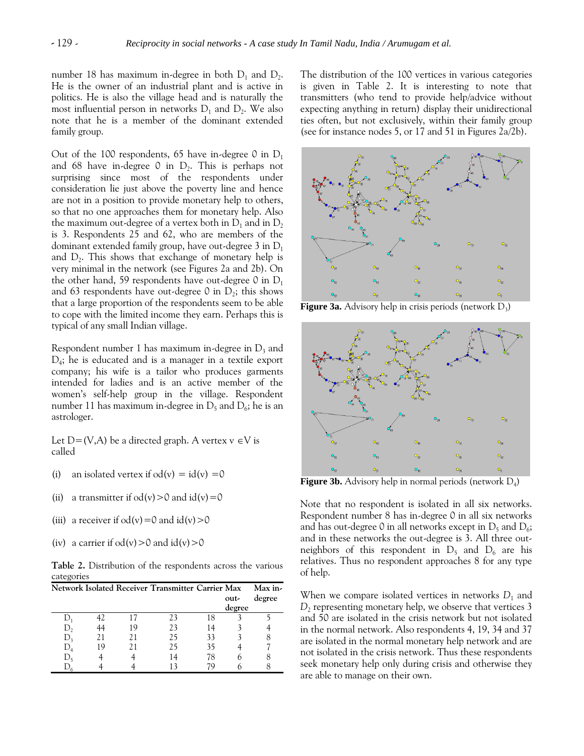number 18 has maximum in-degree in both $D_1$ and $D_2$. He is the owner of an industrial plant and is active in politics. He is also the village head and is naturally the most influential person in networks $D_1$ and $D_2$. We also note that he is a member of the dominant extended family group.

Out of the 100 respondents, 65 have in-degree 0 in $D_1$ and 68 have in-degree 0 in $D_2$. This is perhaps not surprising since most of the respondents under consideration lie just above the poverty line and hence are not in a position to provide monetary help to others, so that no one approaches them for monetary help. Also the maximum out-degree of a vertex both in $D_1$ and in $D_2$ is 3. Respondents 25 and 62, who are members of the dominant extended family group, have out-degree 3 in $D_1$ and $D_2$. This shows that exchange of monetary help is very minimal in the network (see Figures 2a and 2b). On the other hand, 59 respondents have out-degree 0 in $D_1$ and 63 respondents have out-degree 0 in $D_2$; this shows that a large proportion of the respondents seem to be able to cope with the limited income they earn. Perhaps this is typical of any small Indian village.

Respondent number 1 has maximum in-degree in $D_3$ and $D_4$; he is educated and is a manager in a textile export company; his wife is a tailor who produces garments intended for ladies and is an active member of the women's self-help group in the village. Respondent number 11 has maximum in-degree in $D_5$ and $D_6$; he is an astrologer.

Let $D=(V,A)$ be a directed graph. A vertex $v \in V$ is called

(i) an isolated vertex if $od(v) = id(v) = 0$

(ii) a transmitter if $od(v)>0$ and $id(v)=0$

(iii) a receiver if $od(v)=0$ and $id(v)>0$

(iv) a carrier if $od(v)>0$ and $id(v)>0$

**Table 2.** Distribution of the respondents across the various categories

| Network | Isolated | Receiver | Transmitter | Carrier | Max out-degree | Max in-degree |
|---|---|---|---|---|---|---|
| $D_1$ | 42 | 17 | 23 | 18 | 3 | 5 |
| $D_2$ | 44 | 19 | 23 | 14 | 3 | 4 |
| $D_3$ | 21 | 21 | 25 | 33 | 3 | 8 |
| $D_4$ | 19 | 21 | 25 | 35 | 4 | 7 |
| $D_5$ | 4 | 4 | 14 | 78 | 6 | 8 |
| $D_6$ | 4 | 4 | 13 | 79 | 6 | 8 |

The distribution of the 100 vertices in various categories is given in Table 2. It is interesting to note that transmitters (who tend to provide help/advice without expecting anything in return) display their unidirectional ties often, but not exclusively, within their family group (see for instance nodes 5, or 17 and 51 in Figures 2a/2b).

**Figure 3a.** Advisory help in crisis periods (network $D_3$)

**Figure 3b.** Advisory help in normal periods (network $D_4$)

Note that no respondent is isolated in all six networks. Respondent number 8 has in-degree 0 in all six networks and has out-degree 0 in all networks except in $D_5$ and $D_6$; and in these networks the out-degree is 3. All three out-neighbors of this respondent in $D_5$ and $D_6$ are his relatives. Thus no respondent approaches 8 for any type of help.

When we compare isolated vertices in networks $D_1$ and $D_2$ representing monetary help, we observe that vertices 3 and 50 are isolated in the crisis network but not isolated in the normal network. Also respondents 4, 19, 34 and 37 are isolated in the normal monetary help network and are not isolated in the crisis network. Thus these respondents seek monetary help only during crisis and otherwise they are able to manage on their own.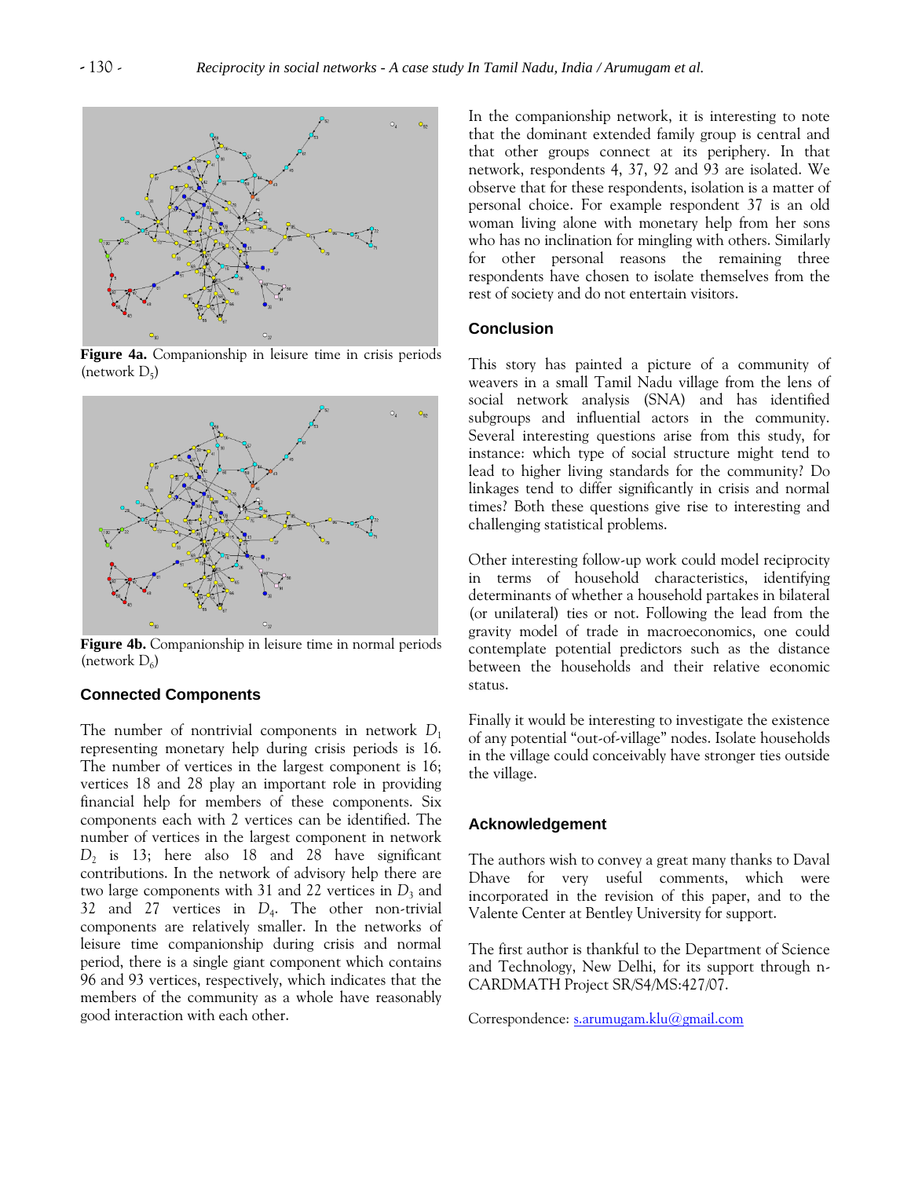**Figure 4a.** Companionship in leisure time in crisis periods (network $D_5$)

**Figure 4b.** Companionship in leisure time in normal periods (network $D_6$)

## Connected Components

The number of nontrivial components in network $D_1$ representing monetary help during crisis periods is 16. The number of vertices in the largest component is 16; vertices 18 and 28 play an important role in providing financial help for members of these components. Six components each with 2 vertices can be identified. The number of vertices in the largest component in network $D_2$ is 13; here also 18 and 28 have significant contributions. In the network of advisory help there are two large components with 31 and 22 vertices in $D_3$ and 32 and 27 vertices in $D_4$. The other non-trivial components are relatively smaller. In the networks of leisure time companionship during crisis and normal period, there is a single giant component which contains 96 and 93 vertices, respectively, which indicates that the members of the community as a whole have reasonably good interaction with each other.

In the companionship network, it is interesting to note that the dominant extended family group is central and that other groups connect at its periphery. In that network, respondents 4, 37, 92 and 93 are isolated. We observe that for these respondents, isolation is a matter of personal choice. For example respondent 37 is an old woman living alone with monetary help from her sons who has no inclination for mingling with others. Similarly for other personal reasons the remaining three respondents have chosen to isolate themselves from the rest of society and do not entertain visitors.

## Conclusion

This story has painted a picture of a community of weavers in a small Tamil Nadu village from the lens of social network analysis (SNA) and has identified subgroups and influential actors in the community. Several interesting questions arise from this study, for instance: which type of social structure might tend to lead to higher living standards for the community? Do linkages tend to differ significantly in crisis and normal times? Both these questions give rise to interesting and challenging statistical problems.

Other interesting follow-up work could model reciprocity in terms of household characteristics, identifying determinants of whether a household partakes in bilateral (or unilateral) ties or not. Following the lead from the gravity model of trade in macroeconomics, one could contemplate potential predictors such as the distance between the households and their relative economic status.

Finally it would be interesting to investigate the existence of any potential "out-of-village" nodes. Isolate households in the village could conceivably have stronger ties outside the village.

## Acknowledgement

The authors wish to convey a great many thanks to Daval Dhave for very useful comments, which were incorporated in the revision of this paper, and to the Valente Center at Bentley University for support.

The first author is thankful to the Department of Science and Technology, New Delhi, for its support through n-CARDMATH Project SR/S4/MS:427/07.

Correspondence: s.arumugam.klu@gmail.com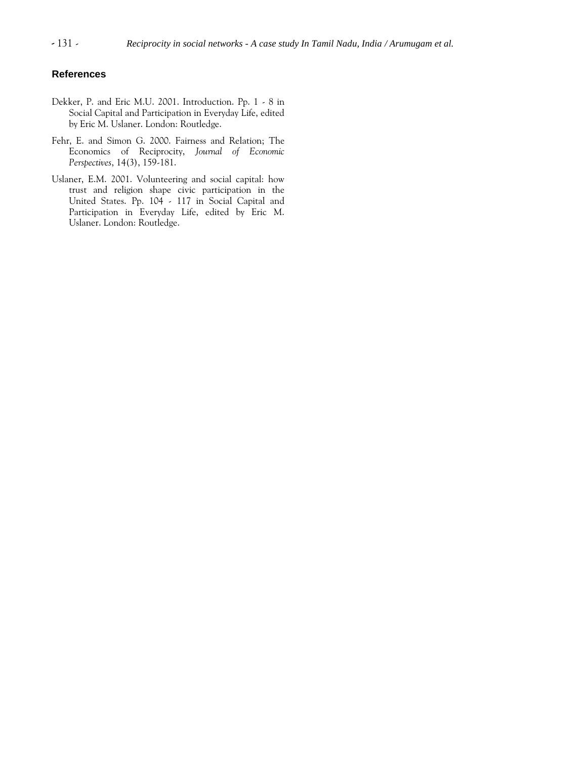## References

Dekker, P. and Eric M.U. 2001. Introduction. Pp. 1 - 8 in Social Capital and Participation in Everyday Life, edited by Eric M. Uslaner. London: Routledge.

Fehr, E. and Simon G. 2000. Fairness and Relation; The Economics of Reciprocity, *Journal of Economic Perspectives*, 14(3), 159-181.

Uslaner, E.M. 2001. Volunteering and social capital: how trust and religion shape civic participation in the United States. Pp. 104 - 117 in Social Capital and Participation in Everyday Life, edited by Eric M. Uslaner. London: Routledge.